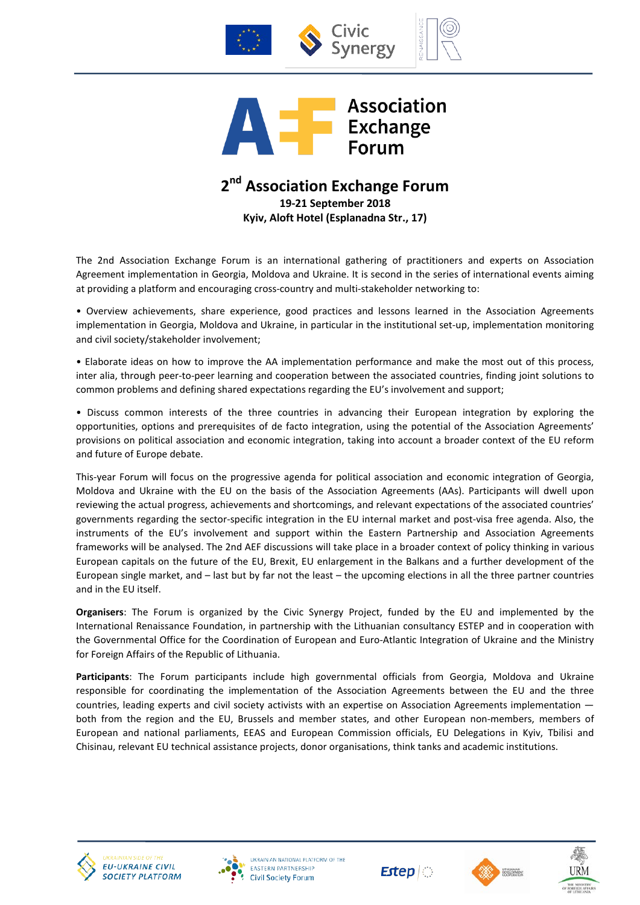# 2nd Association Exchange Forum

**19-21 September 2018**

**Kyiv, Aloft Hotel (Esplanadna Str., 17)**

The 2nd Association Exchange Forum is an international gathering of practitioners and experts on Association Agreement implementation in Georgia, Moldova and Ukraine. It is second in the series of international events aiming at providing a platform and encouraging cross-country and multi-stakeholder networking to:

• Overview achievements, share experience, good practices and lessons learned in the Association Agreements implementation in Georgia, Moldova and Ukraine, in particular in the institutional set-up, implementation monitoring and civil society/stakeholder involvement;

• Elaborate ideas on how to improve the AA implementation performance and make the most out of this process, inter alia, through peer-to-peer learning and cooperation between the associated countries, finding joint solutions to common problems and defining shared expectations regarding the EU's involvement and support;

• Discuss common interests of the three countries in advancing their European integration by exploring the opportunities, options and prerequisites of de facto integration, using the potential of the Association Agreements' provisions on political association and economic integration, taking into account a broader context of the EU reform and future of Europe debate.

This-year Forum will focus on the progressive agenda for political association and economic integration of Georgia, Moldova and Ukraine with the EU on the basis of the Association Agreements (AAs). Participants will dwell upon reviewing the actual progress, achievements and shortcomings, and relevant expectations of the associated countries' governments regarding the sector-specific integration in the EU internal market and post-visa free agenda. Also, the instruments of the EU's involvement and support within the Eastern Partnership and Association Agreements frameworks will be analysed. The 2nd AEF discussions will take place in a broader context of policy thinking in various European capitals on the future of the EU, Brexit, EU enlargement in the Balkans and a further development of the European single market, and – last but by far not the least – the upcoming elections in all the three partner countries and in the EU itself.

**Organisers**: The Forum is organized by the Civic Synergy Project, funded by the EU and implemented by the International Renaissance Foundation, in partnership with the Lithuanian consultancy ESTEP and in cooperation with the Governmental Office for the Coordination of European and Euro-Atlantic Integration of Ukraine and the Ministry for Foreign Affairs of the Republic of Lithuania.

**Participants**: The Forum participants include high governmental officials from Georgia, Moldova and Ukraine responsible for coordinating the implementation of the Association Agreements between the EU and the three countries, leading experts and civil society activists with an expertise on Association Agreements implementation — both from the region and the EU, Brussels and member states, and other European non-members, members of European and national parliaments, EEAS and European Commission officials, EU Delegations in Kyiv, Tbilisi and Chisinau, relevant EU technical assistance projects, donor organisations, think tanks and academic institutions.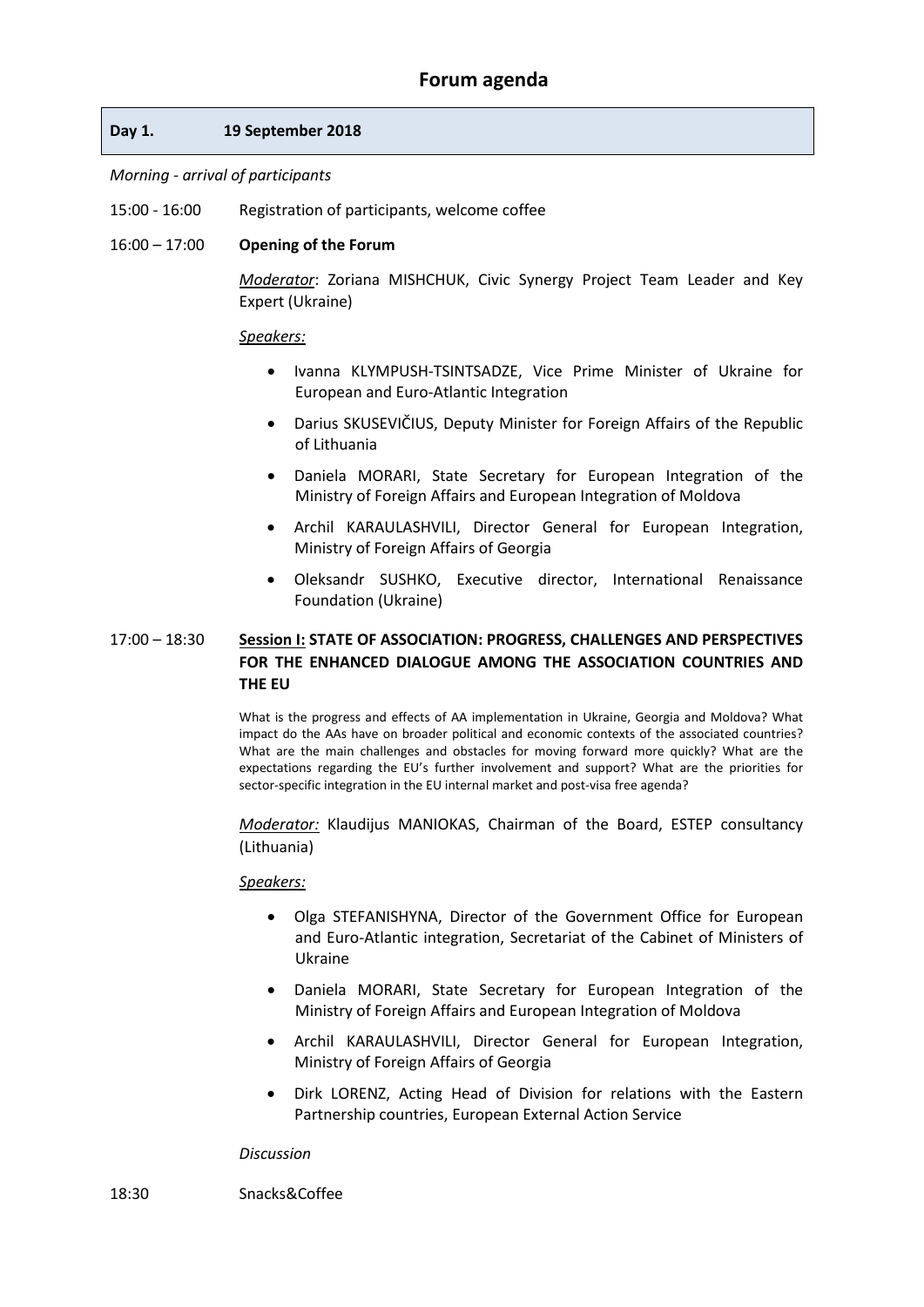# Forum agenda

**Day 1. 19 September 2018**

*Morning - arrival of participants*

15:00 - 16:00 Registration of participants, welcome coffee

16:00 – 17:00 **Opening of the Forum**

*Moderator*: Zoriana MISHCHUK, Civic Synergy Project Team Leader and Key Expert (Ukraine)

*Speakers:*

- Ivanna KLYMPUSH-TSINTSADZE, Vice Prime Minister of Ukraine for European and Euro-Atlantic Integration
- Darius SKUSEVIČIUS, Deputy Minister for Foreign Affairs of the Republic of Lithuania
- Daniela MORARI, State Secretary for European Integration of the Ministry of Foreign Affairs and European Integration of Moldova
- Archil KARAULASHVILI, Director General for European Integration, Ministry of Foreign Affairs of Georgia
- Oleksandr SUSHKO, Executive director, International Renaissance Foundation (Ukraine)

17:00 – 18:30 **Session I: STATE OF ASSOCIATION: PROGRESS, CHALLENGES AND PERSPECTIVES FOR THE ENHANCED DIALOGUE AMONG THE ASSOCIATION COUNTRIES AND THE EU**

What is the progress and effects of AA implementation in Ukraine, Georgia and Moldova? What impact do the AAs have on broader political and economic contexts of the associated countries? What are the main challenges and obstacles for moving forward more quickly? What are the expectations regarding the EU's further involvement and support? What are the priorities for sector-specific integration in the EU internal market and post-visa free agenda?

*Moderator:* Klaudijus MANIOKAS, Chairman of the Board, ESTEP consultancy (Lithuania)

*Speakers:*

- Olga STEFANISHYNA, Director of the Government Office for European and Euro-Atlantic integration, Secretariat of the Cabinet of Ministers of Ukraine
- Daniela MORARI, State Secretary for European Integration of the Ministry of Foreign Affairs and European Integration of Moldova
- Archil KARAULASHVILI, Director General for European Integration, Ministry of Foreign Affairs of Georgia
- Dirk LORENZ, Acting Head of Division for relations with the Eastern Partnership countries, European External Action Service

*Discussion*

18:30 Snacks&Coffee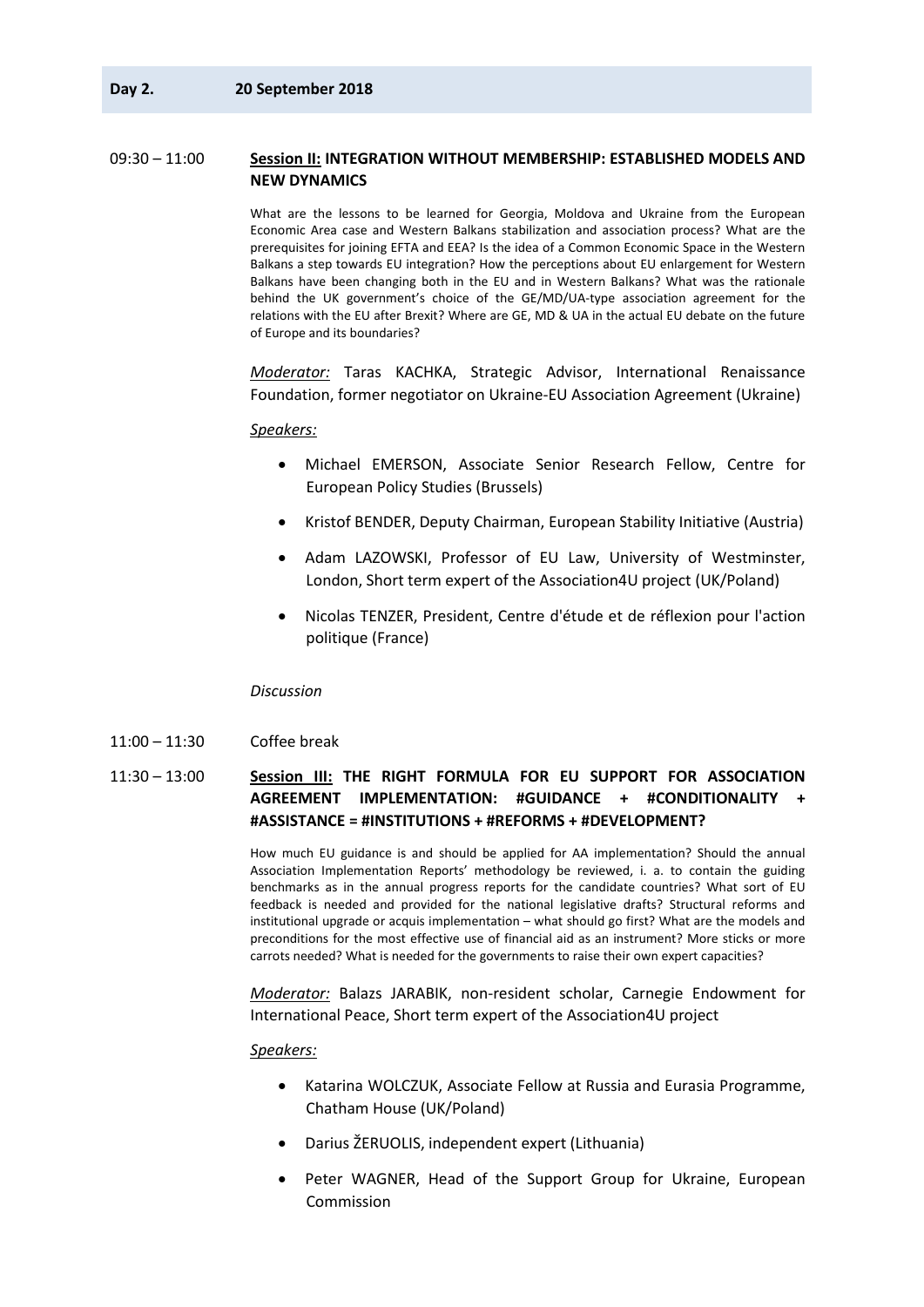## Day 2. 20 September 2018

**09:30 – 11:00** **Session II: INTEGRATION WITHOUT MEMBERSHIP: ESTABLISHED MODELS AND NEW DYNAMICS**

What are the lessons to be learned for Georgia, Moldova and Ukraine from the European Economic Area case and Western Balkans stabilization and association process? What are the prerequisites for joining EFTA and EEA? Is the idea of a Common Economic Space in the Western Balkans a step towards EU integration? How the perceptions about EU enlargement for Western Balkans have been changing both in the EU and in Western Balkans? What was the rationale behind the UK government's choice of the GE/MD/UA-type association agreement for the relations with the EU after Brexit? Where are GE, MD & UA in the actual EU debate on the future of Europe and its boundaries?

*Moderator:* Taras KACHKA, Strategic Advisor, International Renaissance Foundation, former negotiator on Ukraine-EU Association Agreement (Ukraine)

*Speakers:*

- Michael EMERSON, Associate Senior Research Fellow, Centre for European Policy Studies (Brussels)
- Kristof BENDER, Deputy Chairman, European Stability Initiative (Austria)
- Adam LAZOWSKI, Professor of EU Law, University of Westminster, London, Short term expert of the Association4U project (UK/Poland)
- Nicolas TENZER, President, Centre d'étude et de réflexion pour l'action politique (France)

*Discussion*

**11:00 – 11:30** Coffee break

**11:30 – 13:00** **Session III: THE RIGHT FORMULA FOR EU SUPPORT FOR ASSOCIATION AGREEMENT IMPLEMENTATION: #GUIDANCE + #CONDITIONALITY + #ASSISTANCE = #INSTITUTIONS + #REFORMS + #DEVELOPMENT?**

How much EU guidance is and should be applied for AA implementation? Should the annual Association Implementation Reports' methodology be reviewed, i. a. to contain the guiding benchmarks as in the annual progress reports for the candidate countries? What sort of EU feedback is needed and provided for the national legislative drafts? Structural reforms and institutional upgrade or acquis implementation – what should go first? What are the models and preconditions for the most effective use of financial aid as an instrument? More sticks or more carrots needed? What is needed for the governments to raise their own expert capacities?

*Moderator:* Balazs JARABIK, non-resident scholar, Carnegie Endowment for International Peace, Short term expert of the Association4U project

*Speakers:*

- Katarina WOLCZUK, Associate Fellow at Russia and Eurasia Programme, Chatham House (UK/Poland)
- Darius ŽERUOLIS, independent expert (Lithuania)
- Peter WAGNER, Head of the Support Group for Ukraine, European Commission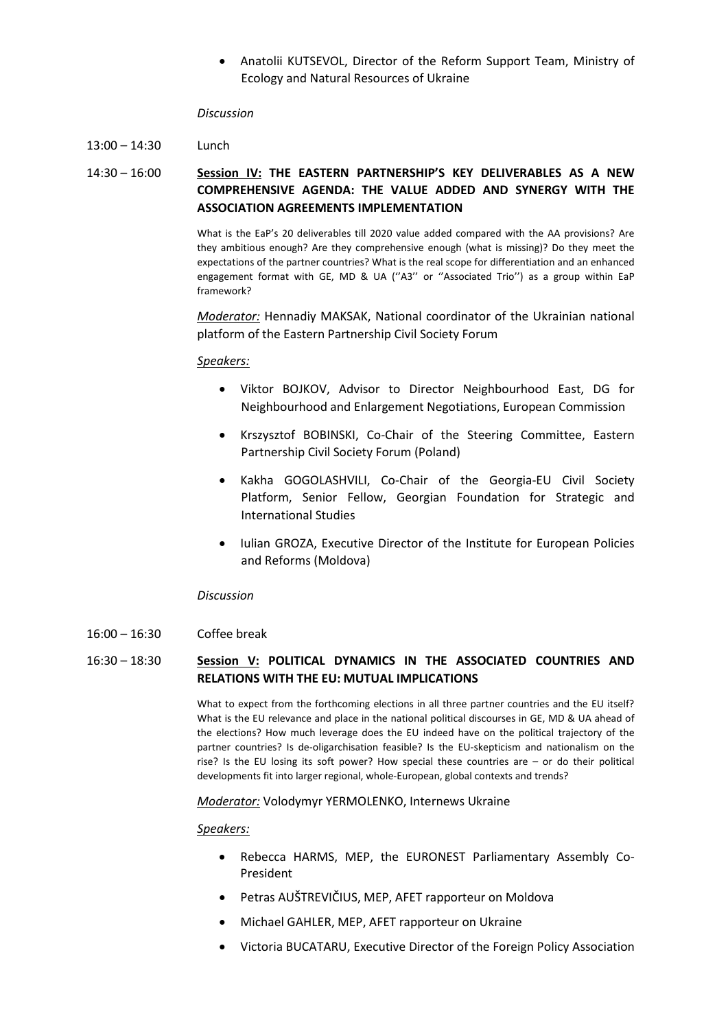- Anatolii KUTSEVOL, Director of the Reform Support Team, Ministry of Ecology and Natural Resources of Ukraine

*Discussion*

13:00 – 14:30 Lunch

14:30 – 16:00 **<u>Session IV:</u> THE EASTERN PARTNERSHIP'S KEY DELIVERABLES AS A NEW COMPREHENSIVE AGENDA: THE VALUE ADDED AND SYNERGY WITH THE ASSOCIATION AGREEMENTS IMPLEMENTATION**

What is the EaP's 20 deliverables till 2020 value added compared with the AA provisions? Are they ambitious enough? Are they comprehensive enough (what is missing)? Do they meet the expectations of the partner countries? What is the real scope for differentiation and an enhanced engagement format with GE, MD & UA (''A3'' or ''Associated Trio'') as a group within EaP framework?

*<u>Moderator:</u>* Hennadiy MAKSAK, National coordinator of the Ukrainian national platform of the Eastern Partnership Civil Society Forum

*<u>Speakers:</u>*

- Viktor BOJKOV, Advisor to Director Neighbourhood East, DG for Neighbourhood and Enlargement Negotiations, European Commission
- Krszysztof BOBINSKI, Co-Chair of the Steering Committee, Eastern Partnership Civil Society Forum (Poland)
- Kakha GOGOLASHVILI, Co-Chair of the Georgia-EU Civil Society Platform, Senior Fellow, Georgian Foundation for Strategic and International Studies
- Iulian GROZA, Executive Director of the Institute for European Policies and Reforms (Moldova)

*Discussion*

16:00 – 16:30 Coffee break

16:30 – 18:30 **<u>Session V:</u> POLITICAL DYNAMICS IN THE ASSOCIATED COUNTRIES AND RELATIONS WITH THE EU: MUTUAL IMPLICATIONS**

What to expect from the forthcoming elections in all three partner countries and the EU itself? What is the EU relevance and place in the national political discourses in GE, MD & UA ahead of the elections? How much leverage does the EU indeed have on the political trajectory of the partner countries? Is de-oligarchisation feasible? Is the EU-skepticism and nationalism on the rise? Is the EU losing its soft power? How special these countries are – or do their political developments fit into larger regional, whole-European, global contexts and trends?

*<u>Moderator:</u>* Volodymyr YERMOLENKO, Internews Ukraine

*<u>Speakers:</u>*

- Rebecca HARMS, MEP, the EURONEST Parliamentary Assembly Co-President
- Petras AUŠTREVIČIUS, MEP, AFET rapporteur on Moldova
- Michael GAHLER, MEP, AFET rapporteur on Ukraine
- Victoria BUCATARU, Executive Director of the Foreign Policy Association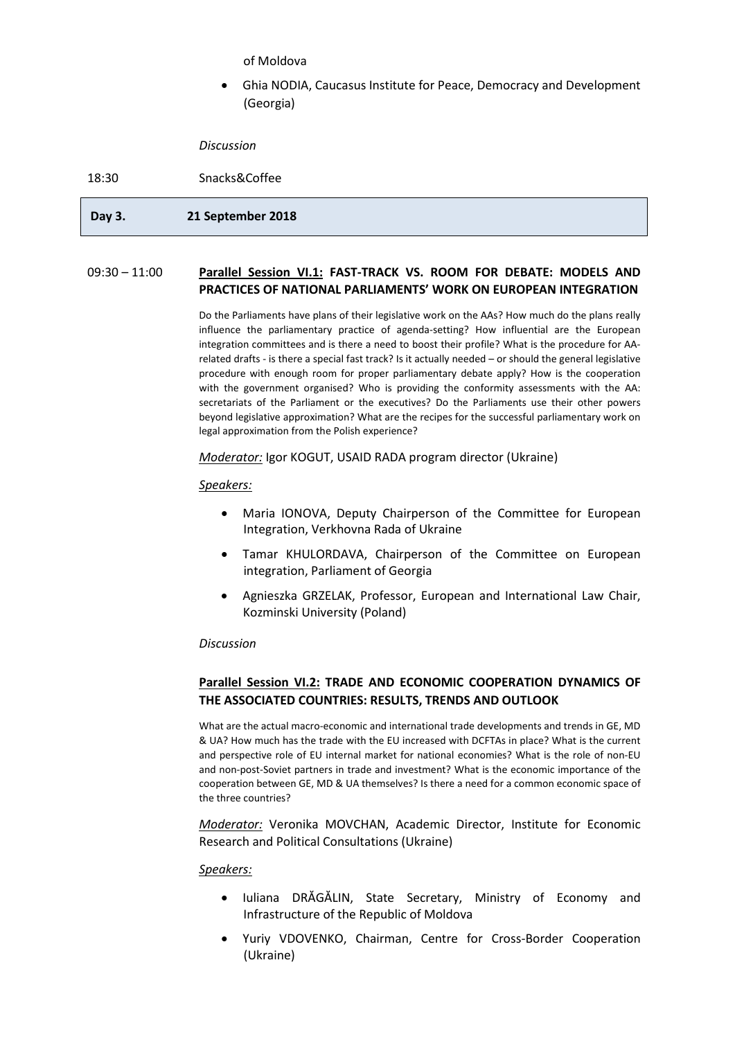of Moldova

- Ghia NODIA, Caucasus Institute for Peace, Democracy and Development (Georgia)

*Discussion*

18:30 Snacks&Coffee

## Day 3. 21 September 2018

09:30 – 11:00 **Parallel Session VI.1: FAST-TRACK VS. ROOM FOR DEBATE: MODELS AND PRACTICES OF NATIONAL PARLIAMENTS' WORK ON EUROPEAN INTEGRATION**

Do the Parliaments have plans of their legislative work on the AAs? How much do the plans really influence the parliamentary practice of agenda-setting? How influential are the European integration committees and is there a need to boost their profile? What is the procedure for AA-related drafts - is there a special fast track? Is it actually needed – or should the general legislative procedure with enough room for proper parliamentary debate apply? How is the cooperation with the government organised? Who is providing the conformity assessments with the AA: secretariats of the Parliament or the executives? Do the Parliaments use their other powers beyond legislative approximation? What are the recipes for the successful parliamentary work on legal approximation from the Polish experience?

*Moderator:* Igor KOGUT, USAID RADA program director (Ukraine)

*Speakers:*

- Maria IONOVA, Deputy Chairperson of the Committee for European Integration, Verkhovna Rada of Ukraine
- Tamar KHULORDAVA, Chairperson of the Committee on European integration, Parliament of Georgia
- Agnieszka GRZELAK, Professor, European and International Law Chair, Kozminski University (Poland)

*Discussion*

**Parallel Session VI.2: TRADE AND ECONOMIC COOPERATION DYNAMICS OF THE ASSOCIATED COUNTRIES: RESULTS, TRENDS AND OUTLOOK**

What are the actual macro-economic and international trade developments and trends in GE, MD & UA? How much has the trade with the EU increased with DCFTAs in place? What is the current and perspective role of EU internal market for national economies? What is the role of non-EU and non-post-Soviet partners in trade and investment? What is the economic importance of the cooperation between GE, MD & UA themselves? Is there a need for a common economic space of the three countries?

*Moderator:* Veronika MOVCHAN, Academic Director, Institute for Economic Research and Political Consultations (Ukraine)

*Speakers:*

- Iuliana DRĂGĂLIN, State Secretary, Ministry of Economy and Infrastructure of the Republic of Moldova
- Yuriy VDOVENKO, Chairman, Centre for Cross-Border Cooperation (Ukraine)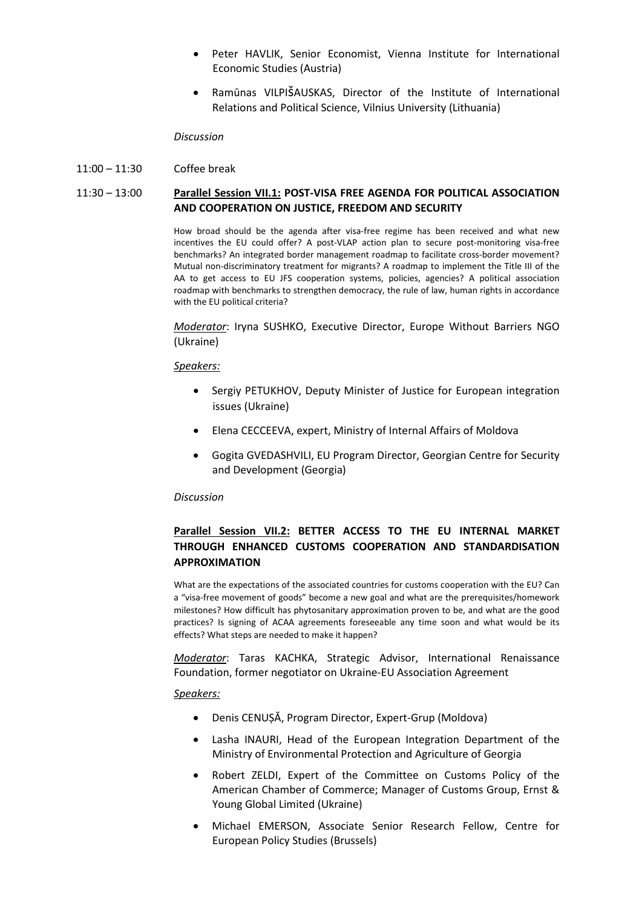- Peter HAVLIK, Senior Economist, Vienna Institute for International Economic Studies (Austria)
- Ramūnas VILPIŠAUSKAS, Director of the Institute of International Relations and Political Science, Vilnius University (Lithuania)

*Discussion*

11:00 – 11:30 Coffee break

11:30 – 13:00 **Parallel Session VII.1: POST-VISA FREE AGENDA FOR POLITICAL ASSOCIATION AND COOPERATION ON JUSTICE, FREEDOM AND SECURITY**

How broad should be the agenda after visa-free regime has been received and what new incentives the EU could offer? A post-VLAP action plan to secure post-monitoring visa-free benchmarks? An integrated border management roadmap to facilitate cross-border movement? Mutual non-discriminatory treatment for migrants? A roadmap to implement the Title III of the AA to get access to EU JFS cooperation systems, policies, agencies? A political association roadmap with benchmarks to strengthen democracy, the rule of law, human rights in accordance with the EU political criteria?

*Moderator*: Iryna SUSHKO, Executive Director, Europe Without Barriers NGO (Ukraine)

*Speakers:*

- Sergiy PETUKHOV, Deputy Minister of Justice for European integration issues (Ukraine)
- Elena CECCEEVA, expert, Ministry of Internal Affairs of Moldova
- Gogita GVEDASHVILI, EU Program Director, Georgian Centre for Security and Development (Georgia)

*Discussion*

**Parallel Session VII.2: BETTER ACCESS TO THE EU INTERNAL MARKET THROUGH ENHANCED CUSTOMS COOPERATION AND STANDARDISATION APPROXIMATION**

What are the expectations of the associated countries for customs cooperation with the EU? Can a "visa-free movement of goods" become a new goal and what are the prerequisites/homework milestones? How difficult has phytosanitary approximation proven to be, and what are the good practices? Is signing of ACAA agreements foreseeable any time soon and what would be its effects? What steps are needed to make it happen?

*Moderator*: Taras KACHKA, Strategic Advisor, International Renaissance Foundation, former negotiator on Ukraine-EU Association Agreement

*Speakers:*

- Denis CENUȘĂ, Program Director, Expert-Grup (Moldova)
- Lasha INAURI, Head of the European Integration Department of the Ministry of Environmental Protection and Agriculture of Georgia
- Robert ZELDI, Expert of the Committee on Customs Policy of the American Chamber of Commerce; Manager of Customs Group, Ernst & Young Global Limited (Ukraine)
- Michael EMERSON, Associate Senior Research Fellow, Centre for European Policy Studies (Brussels)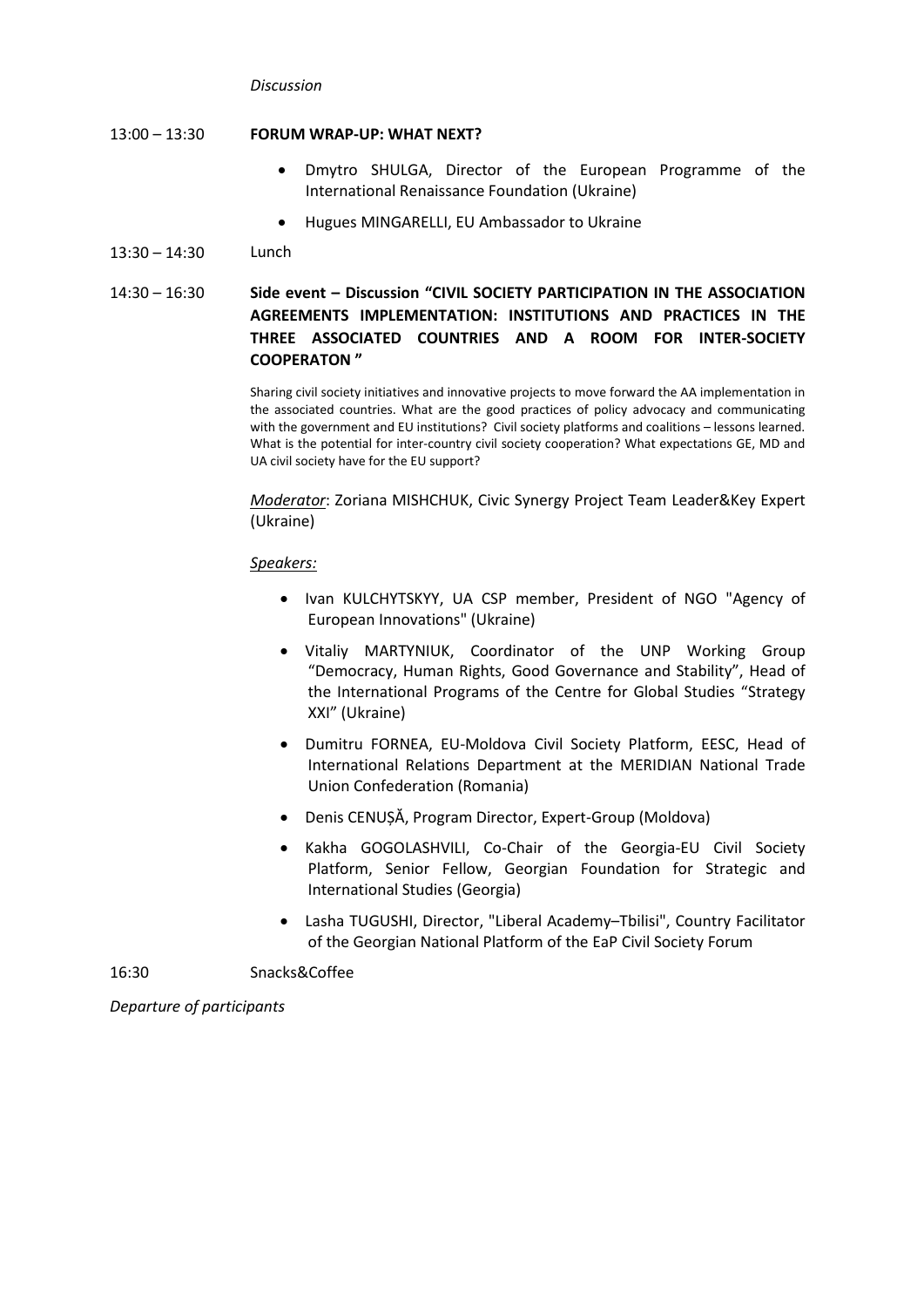*Discussion*

13:00 – 13:30 **FORUM WRAP-UP: WHAT NEXT?**

- Dmytro SHULGA, Director of the European Programme of the International Renaissance Foundation (Ukraine)
- Hugues MINGARELLI, EU Ambassador to Ukraine

13:30 – 14:30 Lunch

14:30 – 16:30 **Side event – Discussion "CIVIL SOCIETY PARTICIPATION IN THE ASSOCIATION AGREEMENTS IMPLEMENTATION: INSTITUTIONS AND PRACTICES IN THE THREE ASSOCIATED COUNTRIES AND A ROOM FOR INTER-SOCIETY COOPERATON "**

Sharing civil society initiatives and innovative projects to move forward the AA implementation in the associated countries. What are the good practices of policy advocacy and communicating with the government and EU institutions? Civil society platforms and coalitions – lessons learned. What is the potential for inter-country civil society cooperation? What expectations GE, MD and UA civil society have for the EU support?

*Moderator*: Zoriana MISHCHUK, Civic Synergy Project Team Leader&Key Expert (Ukraine)

*Speakers:*

- Ivan KULCHYTSKYY, UA CSP member, President of NGO "Agency of European Innovations" (Ukraine)
- Vitaliy MARTYNIUK, Coordinator of the UNP Working Group "Democracy, Human Rights, Good Governance and Stability", Head of the International Programs of the Centre for Global Studies "Strategy XXI" (Ukraine)
- Dumitru FORNEA, EU-Moldova Civil Society Platform, EESC, Head of International Relations Department at the MERIDIAN National Trade Union Confederation (Romania)
- Denis CENUȘĂ, Program Director, Expert-Group (Moldova)
- Kakha GOGOLASHVILI, Co-Chair of the Georgia-EU Civil Society Platform, Senior Fellow, Georgian Foundation for Strategic and International Studies (Georgia)
- Lasha TUGUSHI, Director, "Liberal Academy–Tbilisi", Country Facilitator of the Georgian National Platform of the EaP Civil Society Forum

16:30 Snacks&Coffee

*Departure of participants*